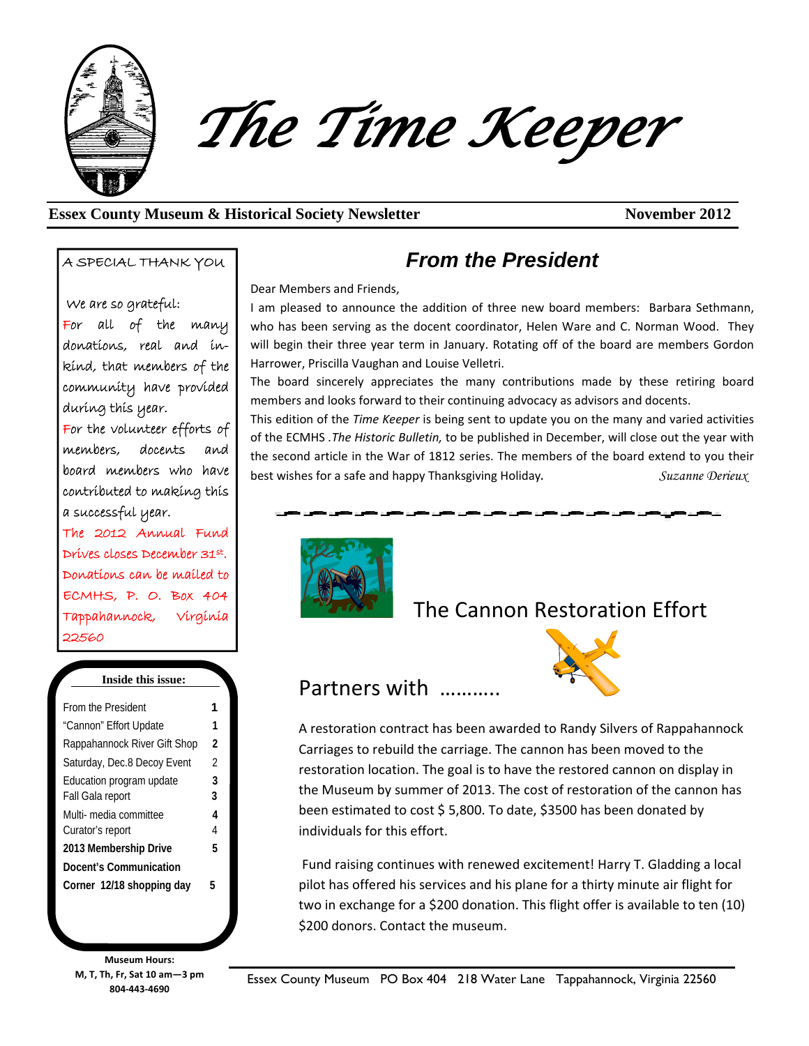# The Time Keeper

**Essex County Museum & Historical Society Newsletter** **November 2012**

## A SPECIAL THANK YOU

We are so grateful:

For all of the many donations, real and in-kind, that members of the community have provided during this year.

For the volunteer efforts of members, docents and board members who have contributed to making this a successful year.

The 2012 Annual Fund Drives closes December 31st. Donations can be mailed to ECMHS, P. O. Box 404 Tappahannock, Virginia 22560

**Inside this issue:**

| | |
|---|---|
| From the President | 1 |
| "Cannon" Effort Update | 1 |
| Rappahannock River Gift Shop | 2 |
| Saturday, Dec.8 Decoy Event | 2 |
| Education program update | 3 |
| Fall Gala report | 3 |
| Multi- media committee | 4 |
| Curator's report | 4 |
| **2013 Membership Drive** | **5** |
| **Docent's Communication Corner 12/18 shopping day** | **5** |

**Museum Hours:**
**M, T, Th, Fr, Sat 10 am—3 pm**
**804-443-4690**

## From the President

Dear Members and Friends,

I am pleased to announce the addition of three new board members: Barbara Sethmann, who has been serving as the docent coordinator, Helen Ware and C. Norman Wood. They will begin their three year term in January. Rotating off of the board are members Gordon Harrower, Priscilla Vaughan and Louise Velletri.

The board sincerely appreciates the many contributions made by these retiring board members and looks forward to their continuing advocacy as advisors and docents.

This edition of the *Time Keeper* is being sent to update you on the many and varied activities of the ECMHS .*The Historic Bulletin,* to be published in December, will close out the year with the second article in the War of 1812 series. The members of the board extend to you their best wishes for a safe and happy Thanksgiving Holiday.

*Suzanne Derieux*

## The Cannon Restoration Effort

## Partners with ..........

A restoration contract has been awarded to Randy Silvers of Rappahannock Carriages to rebuild the carriage. The cannon has been moved to the restoration location. The goal is to have the restored cannon on display in the Museum by summer of 2013. The cost of restoration of the cannon has been estimated to cost $ 5,800. To date, $3500 has been donated by individuals for this effort.

Fund raising continues with renewed excitement! Harry T. Gladding a local pilot has offered his services and his plane for a thirty minute air flight for two in exchange for a $200 donation. This flight offer is available to ten (10) $200 donors. Contact the museum.

Essex County Museum PO Box 404 218 Water Lane Tappahannock, Virginia 22560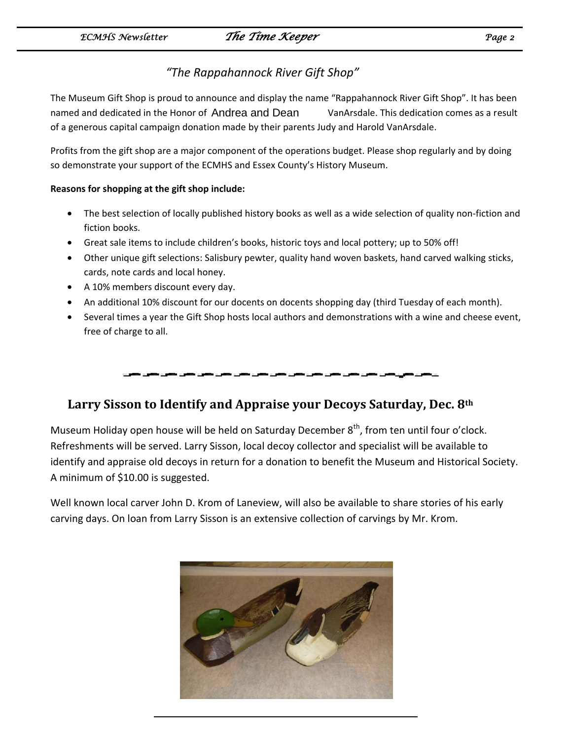## "The Rappahannock River Gift Shop"

The Museum Gift Shop is proud to announce and display the name "Rappahannock River Gift Shop". It has been named and dedicated in the Honor of Andrea and Dean VanArsdale. This dedication comes as a result of a generous capital campaign donation made by their parents Judy and Harold VanArsdale.

Profits from the gift shop are a major component of the operations budget. Please shop regularly and by doing so demonstrate your support of the ECMHS and Essex County's History Museum.

**Reasons for shopping at the gift shop include:**

- The best selection of locally published history books as well as a wide selection of quality non-fiction and fiction books.
- Great sale items to include children's books, historic toys and local pottery; up to 50% off!
- Other unique gift selections: Salisbury pewter, quality hand woven baskets, hand carved walking sticks, cards, note cards and local honey.
- A 10% members discount every day.
- An additional 10% discount for our docents on docents shopping day (third Tuesday of each month).
- Several times a year the Gift Shop hosts local authors and demonstrations with a wine and cheese event, free of charge to all.

## Larry Sisson to Identify and Appraise your Decoys Saturday, Dec. 8th

Museum Holiday open house will be held on Saturday December 8th, from ten until four o'clock. Refreshments will be served. Larry Sisson, local decoy collector and specialist will be available to identify and appraise old decoys in return for a donation to benefit the Museum and Historical Society. A minimum of $10.00 is suggested.

Well known local carver John D. Krom of Laneview, will also be available to share stories of his early carving days. On loan from Larry Sisson is an extensive collection of carvings by Mr. Krom.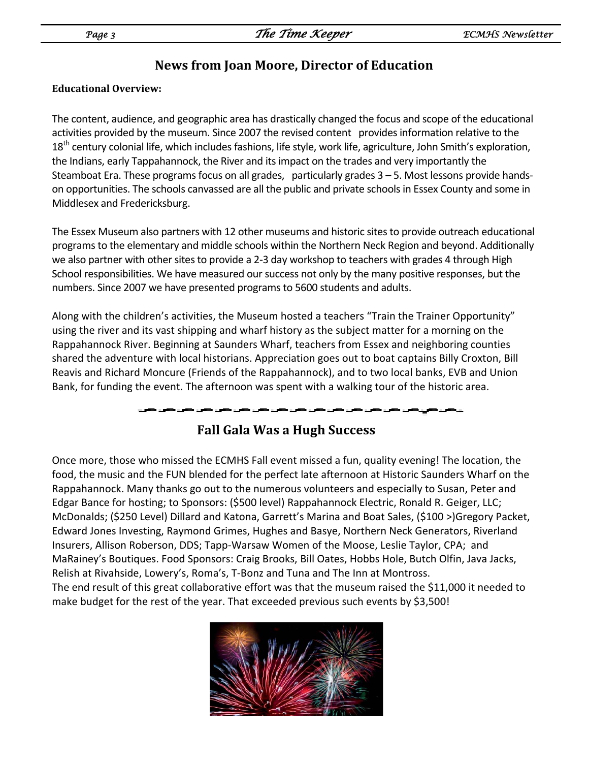## News from Joan Moore, Director of Education

**Educational Overview:**

The content, audience, and geographic area has drastically changed the focus and scope of the educational activities provided by the museum. Since 2007 the revised content provides information relative to the 18th century colonial life, which includes fashions, life style, work life, agriculture, John Smith's exploration, the Indians, early Tappahannock, the River and its impact on the trades and very importantly the Steamboat Era. These programs focus on all grades, particularly grades 3 – 5. Most lessons provide hands-on opportunities. The schools canvassed are all the public and private schools in Essex County and some in Middlesex and Fredericksburg.

The Essex Museum also partners with 12 other museums and historic sites to provide outreach educational programs to the elementary and middle schools within the Northern Neck Region and beyond. Additionally we also partner with other sites to provide a 2-3 day workshop to teachers with grades 4 through High School responsibilities. We have measured our success not only by the many positive responses, but the numbers. Since 2007 we have presented programs to 5600 students and adults.

Along with the children's activities, the Museum hosted a teachers "Train the Trainer Opportunity" using the river and its vast shipping and wharf history as the subject matter for a morning on the Rappahannock River. Beginning at Saunders Wharf, teachers from Essex and neighboring counties shared the adventure with local historians. Appreciation goes out to boat captains Billy Croxton, Bill Reavis and Richard Moncure (Friends of the Rappahannock), and to two local banks, EVB and Union Bank, for funding the event. The afternoon was spent with a walking tour of the historic area.

## Fall Gala Was a Hugh Success

Once more, those who missed the ECMHS Fall event missed a fun, quality evening! The location, the food, the music and the FUN blended for the perfect late afternoon at Historic Saunders Wharf on the Rappahannock. Many thanks go out to the numerous volunteers and especially to Susan, Peter and Edgar Bance for hosting; to Sponsors: ($500 level) Rappahannock Electric, Ronald R. Geiger, LLC; McDonalds; ($250 Level) Dillard and Katona, Garrett's Marina and Boat Sales, ($100 >)Gregory Packet, Edward Jones Investing, Raymond Grimes, Hughes and Basye, Northern Neck Generators, Riverland Insurers, Allison Roberson, DDS; Tapp-Warsaw Women of the Moose, Leslie Taylor, CPA; and MaRainey's Boutiques. Food Sponsors: Craig Brooks, Bill Oates, Hobbs Hole, Butch Olfin, Java Jacks, Relish at Rivahside, Lowery's, Roma's, T-Bonz and Tuna and The Inn at Montross.
The end result of this great collaborative effort was that the museum raised the $11,000 it needed to make budget for the rest of the year. That exceeded previous such events by $3,500!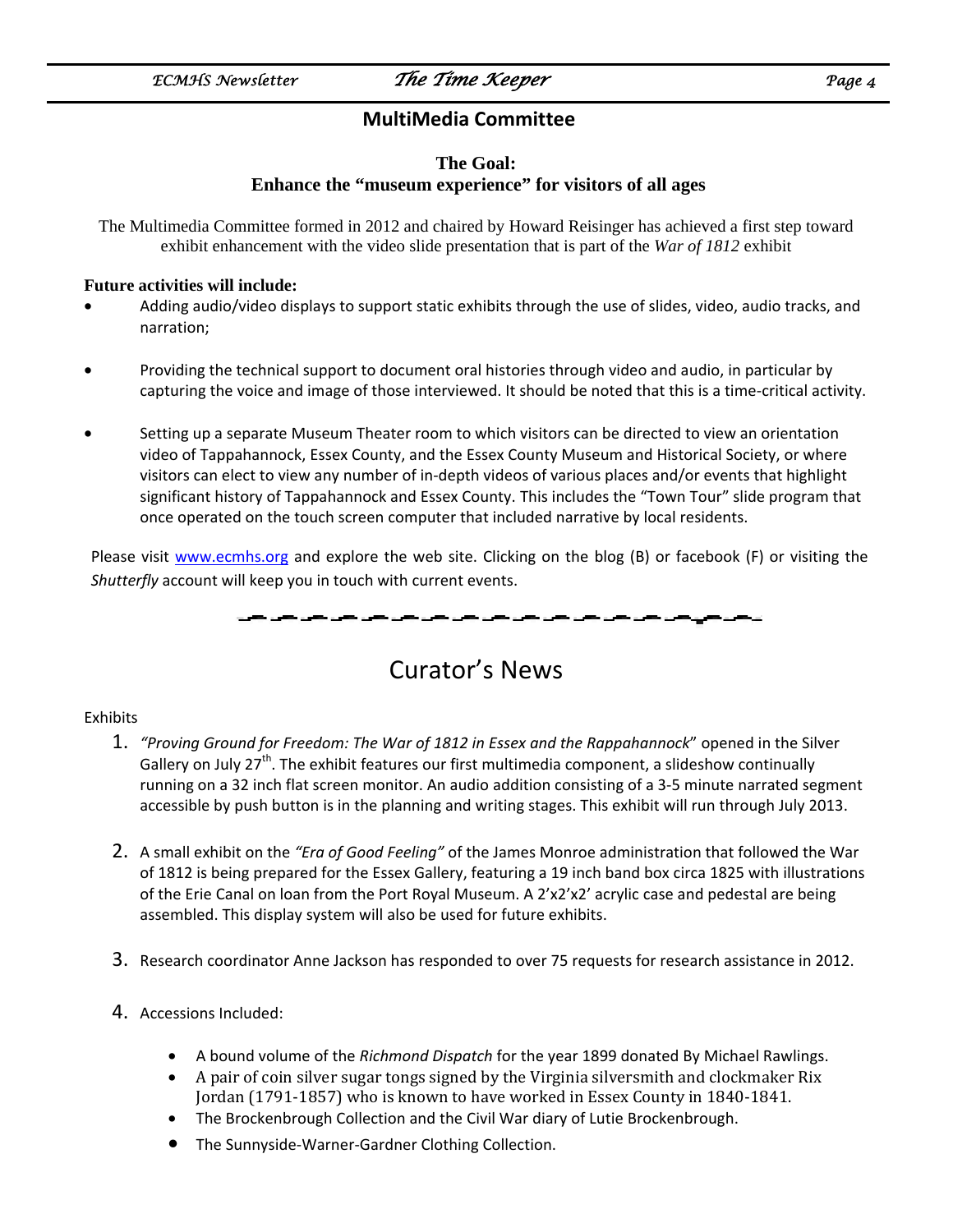## MultiMedia Committee

**The Goal:**
**Enhance the "museum experience" for visitors of all ages**

The Multimedia Committee formed in 2012 and chaired by Howard Reisinger has achieved a first step toward exhibit enhancement with the video slide presentation that is part of the *War of 1812* exhibit

**Future activities will include:**

- Adding audio/video displays to support static exhibits through the use of slides, video, audio tracks, and narration;
- Providing the technical support to document oral histories through video and audio, in particular by capturing the voice and image of those interviewed. It should be noted that this is a time-critical activity.
- Setting up a separate Museum Theater room to which visitors can be directed to view an orientation video of Tappahannock, Essex County, and the Essex County Museum and Historical Society, or where visitors can elect to view any number of in-depth videos of various places and/or events that highlight significant history of Tappahannock and Essex County. This includes the "Town Tour" slide program that once operated on the touch screen computer that included narrative by local residents.

Please visit www.ecmhs.org and explore the web site. Clicking on the blog (B) or facebook (F) or visiting the *Shutterfly* account will keep you in touch with current events.

# Curator's News

Exhibits

1. *"Proving Ground for Freedom: The War of 1812 in Essex and the Rappahannock*" opened in the Silver Gallery on July 27th. The exhibit features our first multimedia component, a slideshow continually running on a 32 inch flat screen monitor. An audio addition consisting of a 3-5 minute narrated segment accessible by push button is in the planning and writing stages. This exhibit will run through July 2013.

2. A small exhibit on the *"Era of Good Feeling"* of the James Monroe administration that followed the War of 1812 is being prepared for the Essex Gallery, featuring a 19 inch band box circa 1825 with illustrations of the Erie Canal on loan from the Port Royal Museum. A 2'x2'x2' acrylic case and pedestal are being assembled. This display system will also be used for future exhibits.

3. Research coordinator Anne Jackson has responded to over 75 requests for research assistance in 2012.

4. Accessions Included:

   - A bound volume of the *Richmond Dispatch* for the year 1899 donated By Michael Rawlings.
   - A pair of coin silver sugar tongs signed by the Virginia silversmith and clockmaker Rix Jordan (1791-1857) who is known to have worked in Essex County in 1840-1841.
   - The Brockenbrough Collection and the Civil War diary of Lutie Brockenbrough.
   - The Sunnyside-Warner-Gardner Clothing Collection.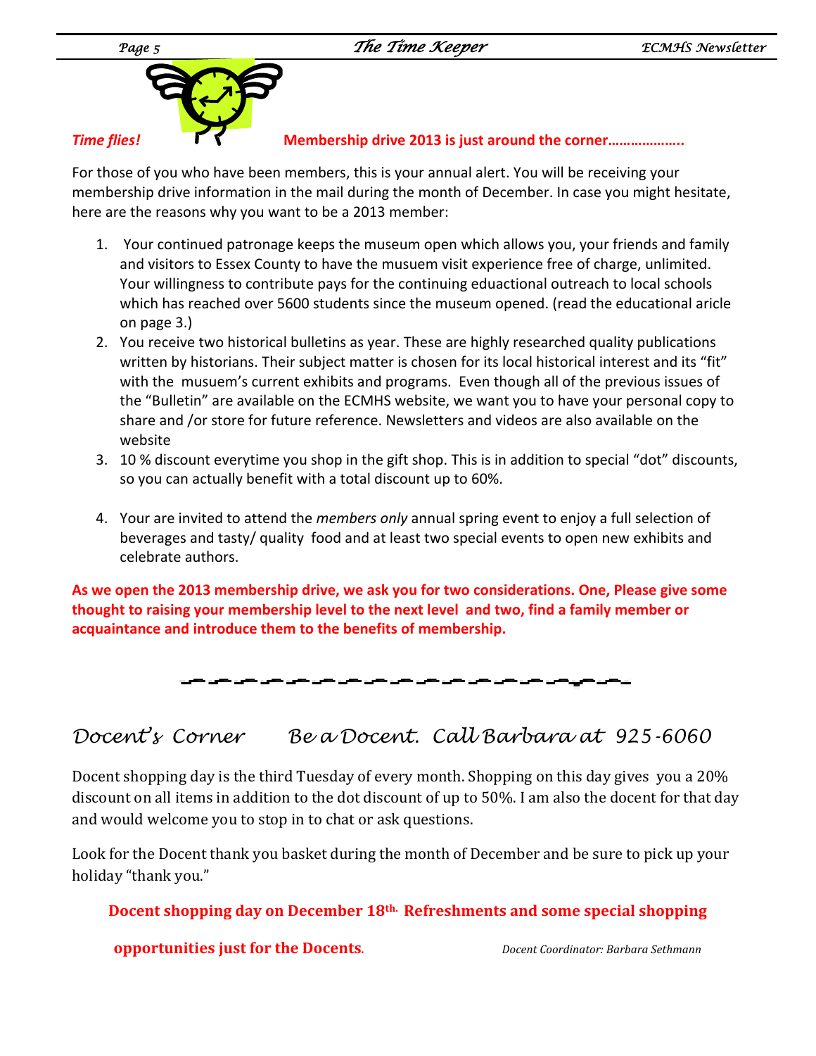*Time flies!* **Membership drive 2013 is just around the corner………………..**

For those of you who have been members, this is your annual alert. You will be receiving your membership drive information in the mail during the month of December. In case you might hesitate, here are the reasons why you want to be a 2013 member:

1. Your continued patronage keeps the museum open which allows you, your friends and family and visitors to Essex County to have the musuem visit experience free of charge, unlimited. Your willingness to contribute pays for the continuing eduactional outreach to local schools which has reached over 5600 students since the museum opened. (read the educational aricle on page 3.)
2. You receive two historical bulletins as year. These are highly researched quality publications written by historians. Their subject matter is chosen for its local historical interest and its "fit" with the musuem's current exhibits and programs. Even though all of the previous issues of the "Bulletin" are available on the ECMHS website, we want you to have your personal copy to share and /or store for future reference. Newsletters and videos are also available on the website
3. 10 % discount everytime you shop in the gift shop. This is in addition to special "dot" discounts, so you can actually benefit with a total discount up to 60%.
4. Your are invited to attend the *members only* annual spring event to enjoy a full selection of beverages and tasty/ quality food and at least two special events to open new exhibits and celebrate authors.

**As we open the 2013 membership drive, we ask you for two considerations. One, Please give some thought to raising your membership level to the next level and two, find a family member or acquaintance and introduce them to the benefits of membership.**

## *Docent's Corner* *Be a Docent. Call Barbara at 925-6060*

Docent shopping day is the third Tuesday of every month. Shopping on this day gives you a 20% discount on all items in addition to the dot discount of up to 50%. I am also the docent for that day and would welcome you to stop in to chat or ask questions.

Look for the Docent thank you basket during the month of December and be sure to pick up your holiday "thank you."

**Docent shopping day on December 18th. Refreshments and some special shopping opportunities just for the Docents.**

*Docent Coordinator: Barbara Sethmann*